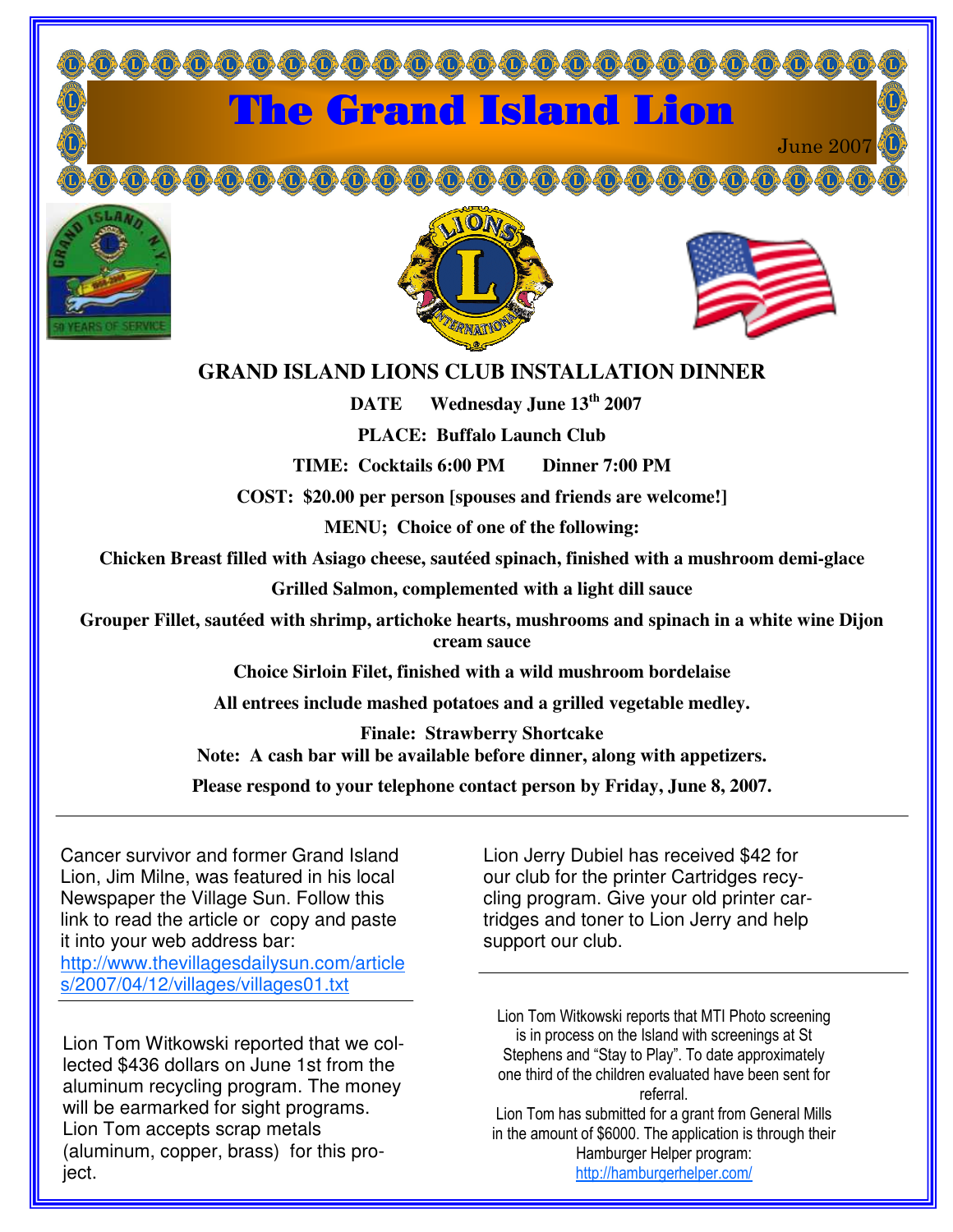# The Grand Island Lion

June 2007

## GRAND ISLAND LIONS CLUB INSTALLATION DINNER

**DATE Wednesday June 13th 2007**

**PLACE: Buffalo Launch Club**

**TIME: Cocktails 6:00 PM Dinner 7:00 PM**

**COST: $20.00 per person [spouses and friends are welcome!]**

**MENU; Choice of one of the following:**

**Chicken Breast filled with Asiago cheese, sautéed spinach, finished with a mushroom demi-glace**

**Grilled Salmon, complemented with a light dill sauce**

**Grouper Fillet, sautéed with shrimp, artichoke hearts, mushrooms and spinach in a white wine Dijon cream sauce**

**Choice Sirloin Filet, finished with a wild mushroom bordelaise**

**All entrees include mashed potatoes and a grilled vegetable medley.**

**Finale: Strawberry Shortcake**

**Note: A cash bar will be available before dinner, along with appetizers.**

**Please respond to your telephone contact person by Friday, June 8, 2007.**

---

Cancer survivor and former Grand Island Lion, Jim Milne, was featured in his local Newspaper the Village Sun. Follow this link to read the article or copy and paste it into your web address bar: http://www.thevillagesdailysun.com/articles/2007/04/12/villages/villages01.txt

---

Lion Tom Witkowski reported that we collected $436 dollars on June 1st from the aluminum recycling program. The money will be earmarked for sight programs. Lion Tom accepts scrap metals (aluminum, copper, brass) for this project.

---

Lion Jerry Dubiel has received $42 for our club for the printer Cartridges recycling program. Give your old printer cartridges and toner to Lion Jerry and help support our club.

---

Lion Tom Witkowski reports that MTI Photo screening is in process on the Island with screenings at St Stephens and "Stay to Play". To date approximately one third of the children evaluated have been sent for referral.

Lion Tom has submitted for a grant from General Mills in the amount of $6000. The application is through their Hamburger Helper program: http://hamburgerhelper.com/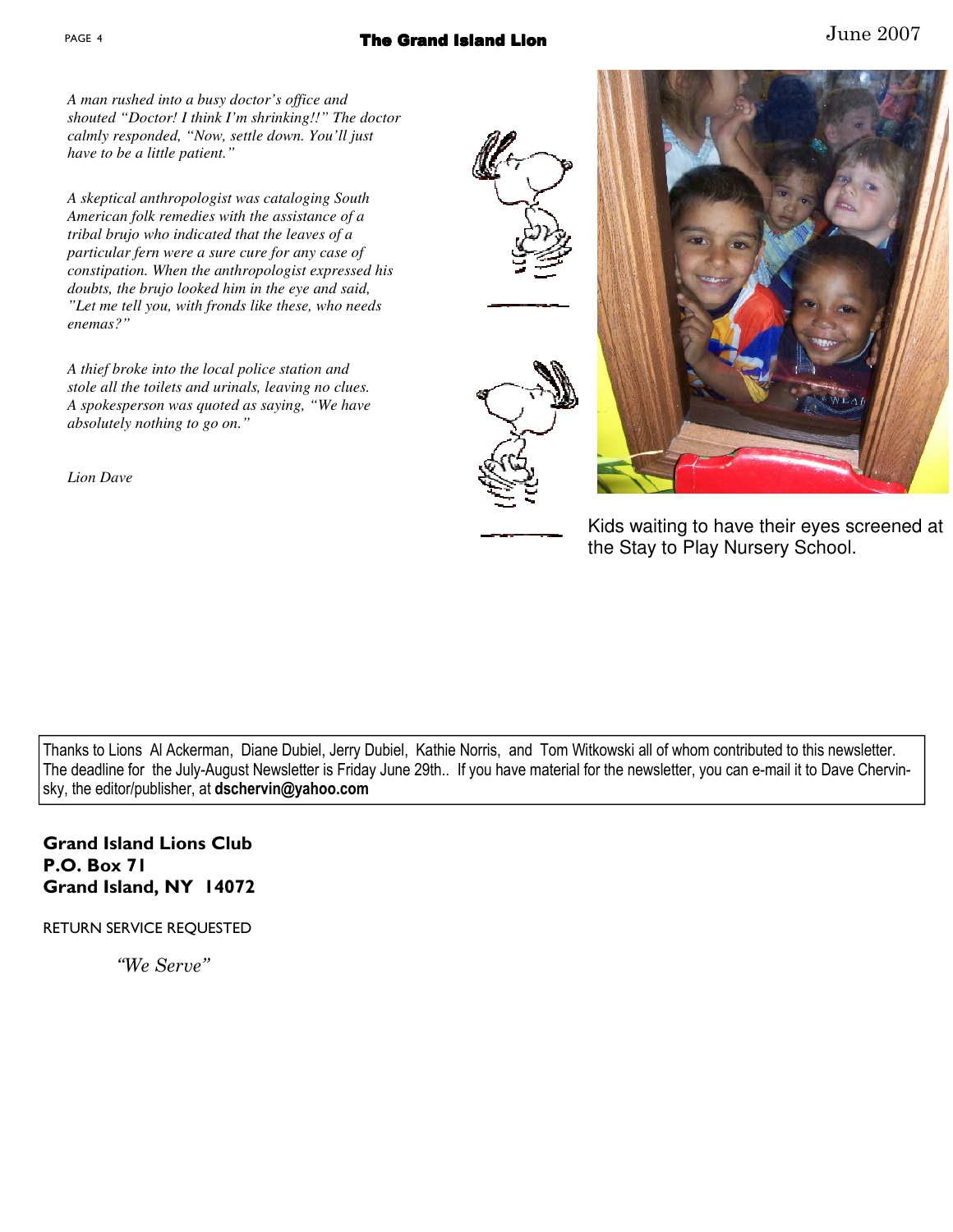*A man rushed into a busy doctor's office and shouted "Doctor! I think I'm shrinking!!" The doctor calmly responded, "Now, settle down. You'll just have to be a little patient."*

*A skeptical anthropologist was cataloging South American folk remedies with the assistance of a tribal brujo who indicated that the leaves of a particular fern were a sure cure for any case of constipation. When the anthropologist expressed his doubts, the brujo looked him in the eye and said, "Let me tell you, with fronds like these, who needs enemas?"*

*A thief broke into the local police station and stole all the toilets and urinals, leaving no clues. A spokesperson was quoted as saying, "We have absolutely nothing to go on."*

*Lion Dave*

Kids waiting to have their eyes screened at the Stay to Play Nursery School.

Thanks to Lions Al Ackerman, Diane Dubiel, Jerry Dubiel, Kathie Norris, and Tom Witkowski all of whom contributed to this newsletter. The deadline for the July-August Newsletter is Friday June 29th.. If you have material for the newsletter, you can e-mail it to Dave Chervinsky, the editor/publisher, at **dschervin@yahoo.com**

**Grand Island Lions Club**
**P.O. Box 71**
**Grand Island, NY 14072**

RETURN SERVICE REQUESTED

*"We Serve"*